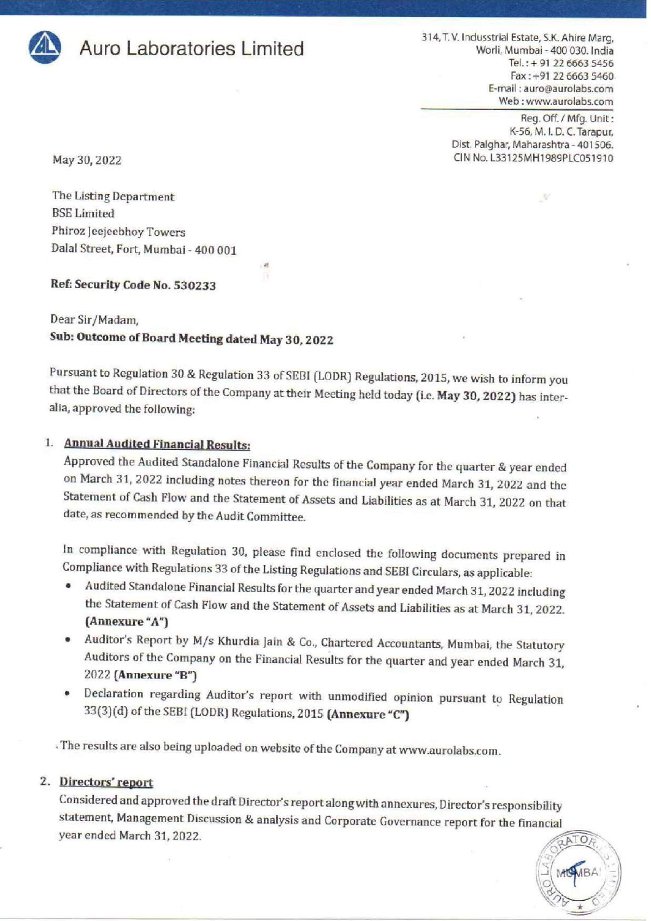# Auro Laboratories Limited

314, T. V. Industrial Estate, S.K. Ahire Marg,
Worli, Mumbai - 400 030. India
Tel.: + 91 22 6663 5456
Fax : +91 22 6663 5460
E-mail : auro@aurolabs.com
Web : www.aurolabs.com

Reg. Off. / Mfg. Unit :
K-56, M. I. D. C. Tarapur,
Dist. Palghar, Maharashtra - 401506.
CIN No. L33125MH1989PLC051910

May 30, 2022

The Listing Department
BSE Limited
Phiroz Jeejeebhoy Towers
Dalal Street, Fort, Mumbai - 400 001

**Ref: Security Code No. 530233**

Dear Sir/Madam,

**Sub: Outcome of Board Meeting dated May 30, 2022**

Pursuant to Regulation 30 & Regulation 33 of SEBI (LODR) Regulations, 2015, we wish to inform you that the Board of Directors of the Company at their Meeting held today (i.e. **May 30, 2022**) has inter-alia, approved the following:

1. **Annual Audited Financial Results:**

   Approved the Audited Standalone Financial Results of the Company for the quarter & year ended on March 31, 2022 including notes thereon for the financial year ended March 31, 2022 and the Statement of Cash Flow and the Statement of Assets and Liabilities as at March 31, 2022 on that date, as recommended by the Audit Committee.

   In compliance with Regulation 30, please find enclosed the following documents prepared in Compliance with Regulations 33 of the Listing Regulations and SEBI Circulars, as applicable:

   - Audited Standalone Financial Results for the quarter and year ended March 31, 2022 including the Statement of Cash Flow and the Statement of Assets and Liabilities as at March 31, 2022. **(Annexure "A")**
   - Auditor's Report by M/s Khurdia Jain & Co., Chartered Accountants, Mumbai, the Statutory Auditors of the Company on the Financial Results for the quarter and year ended March 31, 2022 **(Annexure "B")**
   - Declaration regarding Auditor's report with unmodified opinion pursuant to Regulation 33(3)(d) of the SEBI (LODR) Regulations, 2015 **(Annexure "C")**

   The results are also being uploaded on website of the Company at www.aurolabs.com.

2. **Directors' report**

   Considered and approved the draft Director's report along with annexures, Director's responsibility statement, Management Discussion & analysis and Corporate Governance report for the financial year ended March 31, 2022.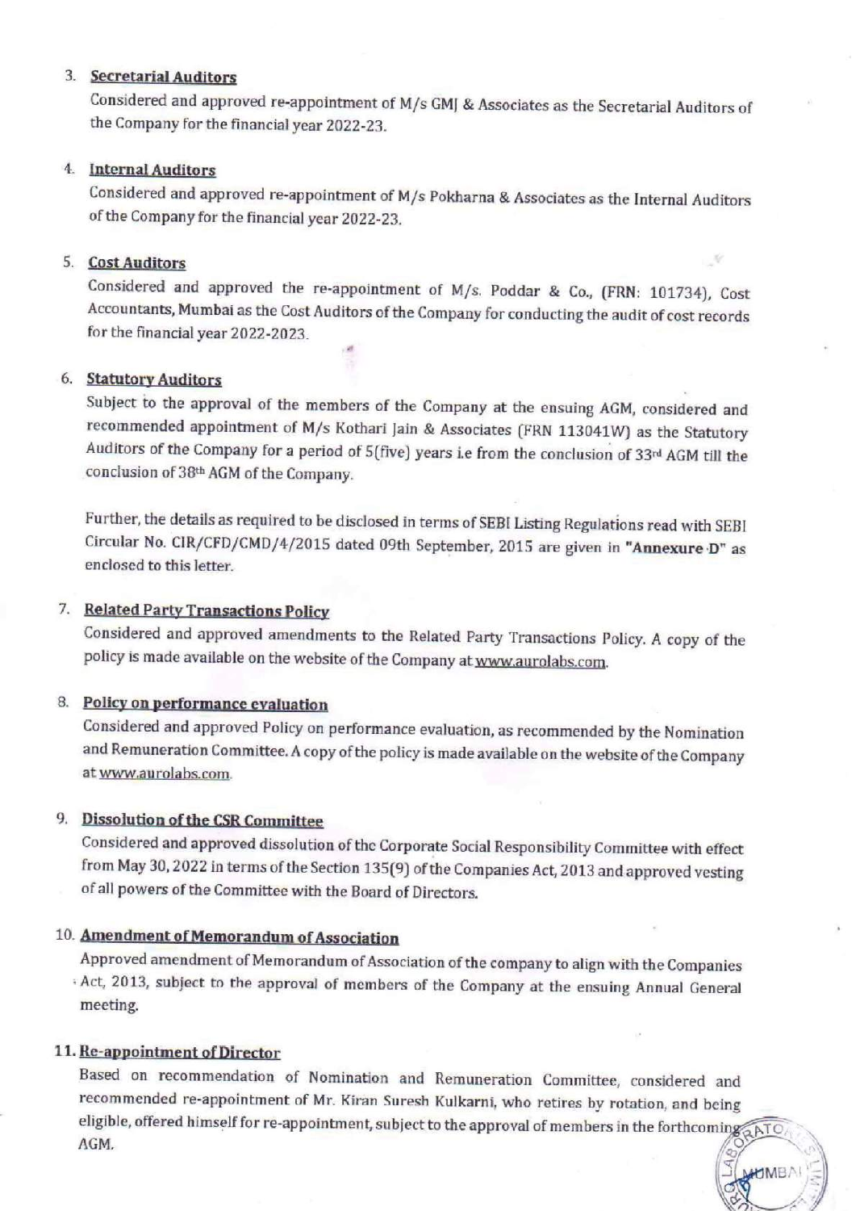3. **Secretarial Auditors**

   Considered and approved re-appointment of M/s GMJ & Associates as the Secretarial Auditors of the Company for the financial year 2022-23.

4. **Internal Auditors**

   Considered and approved re-appointment of M/s Pokharna & Associates as the Internal Auditors of the Company for the financial year 2022-23.

5. **Cost Auditors**

   Considered and approved the re-appointment of M/s. Poddar & Co., (FRN: 101734), Cost Accountants, Mumbai as the Cost Auditors of the Company for conducting the audit of cost records for the financial year 2022-2023.

6. **Statutory Auditors**

   Subject to the approval of the members of the Company at the ensuing AGM, considered and recommended appointment of M/s Kothari Jain & Associates (FRN 113041W) as the Statutory Auditors of the Company for a period of 5(five) years i.e from the conclusion of 33rd AGM till the conclusion of 38th AGM of the Company.

   Further, the details as required to be disclosed in terms of SEBI Listing Regulations read with SEBI Circular No. CIR/CFD/CMD/4/2015 dated 09th September, 2015 are given in **"Annexure D"** as enclosed to this letter.

7. **Related Party Transactions Policy**

   Considered and approved amendments to the Related Party Transactions Policy. A copy of the policy is made available on the website of the Company at www.aurolabs.com.

8. **Policy on performance evaluation**

   Considered and approved Policy on performance evaluation, as recommended by the Nomination and Remuneration Committee. A copy of the policy is made available on the website of the Company at www.aurolabs.com.

9. **Dissolution of the CSR Committee**

   Considered and approved dissolution of the Corporate Social Responsibility Committee with effect from May 30, 2022 in terms of the Section 135(9) of the Companies Act, 2013 and approved vesting of all powers of the Committee with the Board of Directors.

10. **Amendment of Memorandum of Association**

    Approved amendment of Memorandum of Association of the company to align with the Companies Act, 2013, subject to the approval of members of the Company at the ensuing Annual General meeting.

11. **Re-appointment of Director**

    Based on recommendation of Nomination and Remuneration Committee, considered and recommended re-appointment of Mr. Kiran Suresh Kulkarni, who retires by rotation, and being eligible, offered himself for re-appointment, subject to the approval of members in the forthcoming AGM.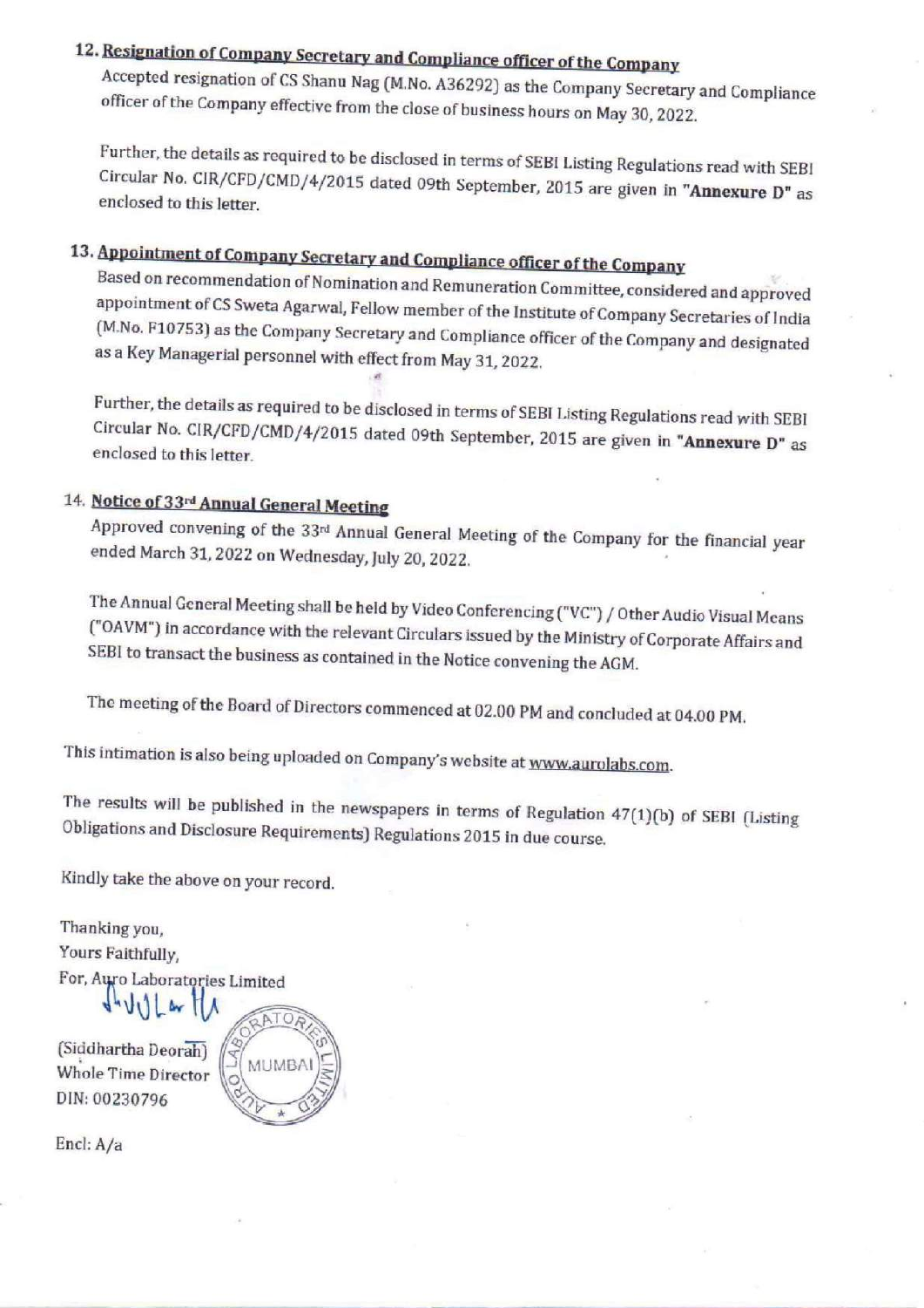12. **Resignation of Company Secretary and Compliance officer of the Company**

Accepted resignation of CS Shanu Nag (M.No. A36292) as the Company Secretary and Compliance officer of the Company effective from the close of business hours on May 30, 2022.

Further, the details as required to be disclosed in terms of SEBI Listing Regulations read with SEBI Circular No. CIR/CFD/CMD/4/2015 dated 09th September, 2015 are given in **"Annexure D"** as enclosed to this letter.

13. **Appointment of Company Secretary and Compliance officer of the Company**

Based on recommendation of Nomination and Remuneration Committee, considered and approved appointment of CS Sweta Agarwal, Fellow member of the Institute of Company Secretaries of India (M.No. F10753) as the Company Secretary and Compliance officer of the Company and designated as a Key Managerial personnel with effect from May 31, 2022.

Further, the details as required to be disclosed in terms of SEBI Listing Regulations read with SEBI Circular No. CIR/CFD/CMD/4/2015 dated 09th September, 2015 are given in **"Annexure D"** as enclosed to this letter.

14. **Notice of 33rd Annual General Meeting**

Approved convening of the 33rd Annual General Meeting of the Company for the financial year ended March 31, 2022 on Wednesday, July 20, 2022.

The Annual General Meeting shall be held by Video Conferencing ("VC") / Other Audio Visual Means ("OAVM") in accordance with the relevant Circulars issued by the Ministry of Corporate Affairs and SEBI to transact the business as contained in the Notice convening the AGM.

The meeting of the Board of Directors commenced at 02.00 PM and concluded at 04.00 PM.

This intimation is also being uploaded on Company's website at www.aurolabs.com.

The results will be published in the newspapers in terms of Regulation 47(1)(b) of SEBI (Listing Obligations and Disclosure Requirements) Regulations 2015 in due course.

Kindly take the above on your record.

Thanking you,
Yours Faithfully,
For, Auro Laboratories Limited

(Siddhartha Deorah)
Whole Time Director
DIN: 00230796

Encl: A/a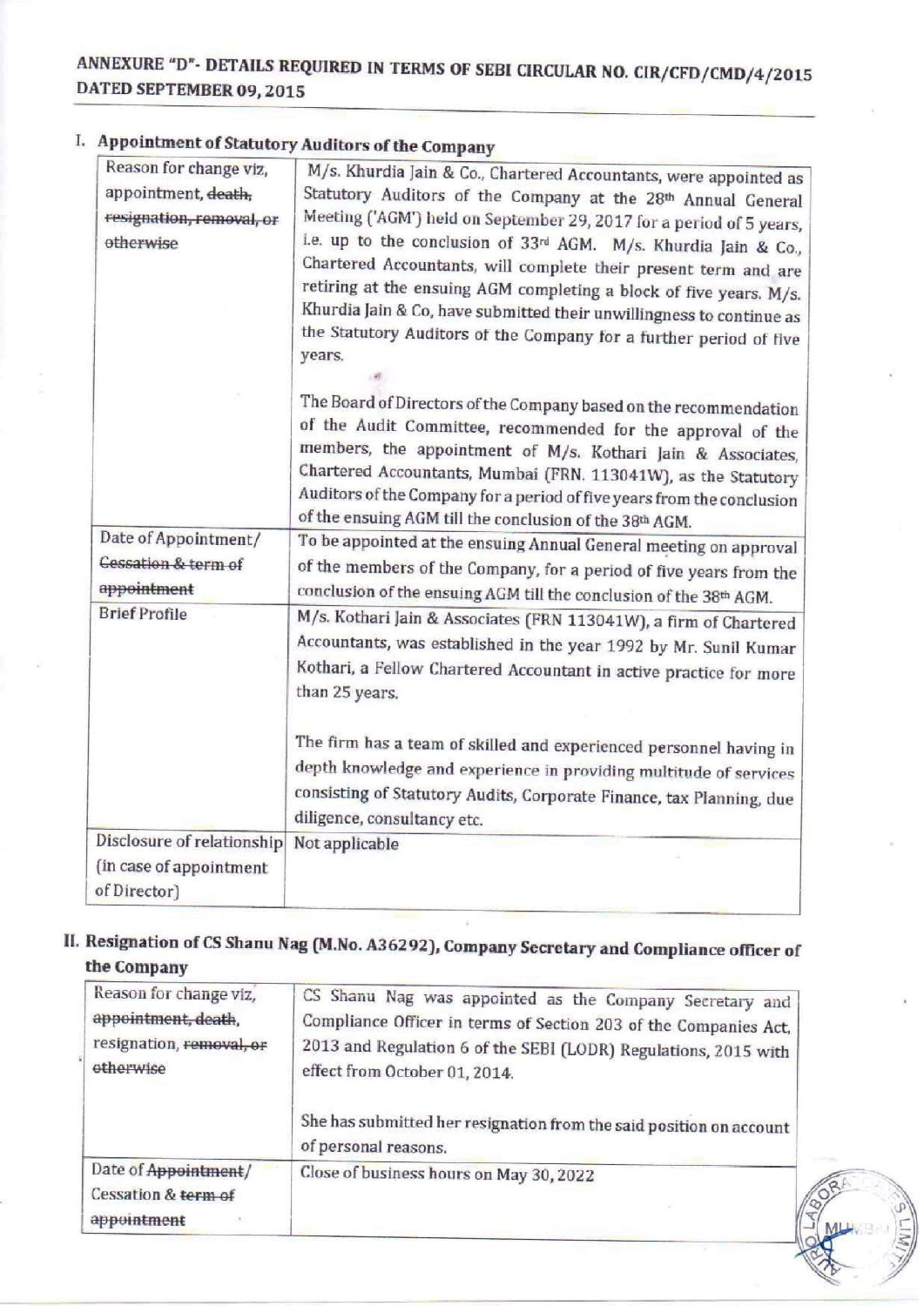## ANNEXURE "D"- DETAILS REQUIRED IN TERMS OF SEBI CIRCULAR NO. CIR/CFD/CMD/4/2015 DATED SEPTEMBER 09, 2015

### I. Appointment of Statutory Auditors of the Company

| | |
|---|---|
| Reason for change viz, appointment, ~~death, resignation, removal, or otherwise~~ | M/s. Khurdia Jain & Co., Chartered Accountants, were appointed as Statutory Auditors of the Company at the 28th Annual General Meeting ('AGM') held on September 29, 2017 for a period of 5 years, i.e. up to the conclusion of 33rd AGM. M/s. Khurdia Jain & Co., Chartered Accountants, will complete their present term and are retiring at the ensuing AGM completing a block of five years. M/s. Khurdia Jain & Co, have submitted their unwillingness to continue as the Statutory Auditors of the Company for a further period of five years.<br><br>The Board of Directors of the Company based on the recommendation of the Audit Committee, recommended for the approval of the members, the appointment of M/s. Kothari Jain & Associates, Chartered Accountants, Mumbai (FRN. 113041W), as the Statutory Auditors of the Company for a period of five years from the conclusion of the ensuing AGM till the conclusion of the 38th AGM. |
| Date of Appointment/ ~~Cessation & term of appointment~~ | To be appointed at the ensuing Annual General meeting on approval of the members of the Company, for a period of five years from the conclusion of the ensuing AGM till the conclusion of the 38th AGM. |
| Brief Profile | M/s. Kothari Jain & Associates (FRN 113041W), a firm of Chartered Accountants, was established in the year 1992 by Mr. Sunil Kumar Kothari, a Fellow Chartered Accountant in active practice for more than 25 years.<br><br>The firm has a team of skilled and experienced personnel having in depth knowledge and experience in providing multitude of services consisting of Statutory Audits, Corporate Finance, tax Planning, due diligence, consultancy etc. |
| Disclosure of relationship (in case of appointment of Director) | Not applicable |

### II. Resignation of CS Shanu Nag (M.No. A36292), Company Secretary and Compliance officer of the Company

| | |
|---|---|
| Reason for change viz, ~~appointment, death,~~ resignation, ~~removal, or otherwise~~ | CS Shanu Nag was appointed as the Company Secretary and Compliance Officer in terms of Section 203 of the Companies Act, 2013 and Regulation 6 of the SEBI (LODR) Regulations, 2015 with effect from October 01, 2014.<br><br>She has submitted her resignation from the said position on account of personal reasons. |
| Date of ~~Appointment~~/ Cessation & ~~term of appointment~~ | Close of business hours on May 30, 2022 |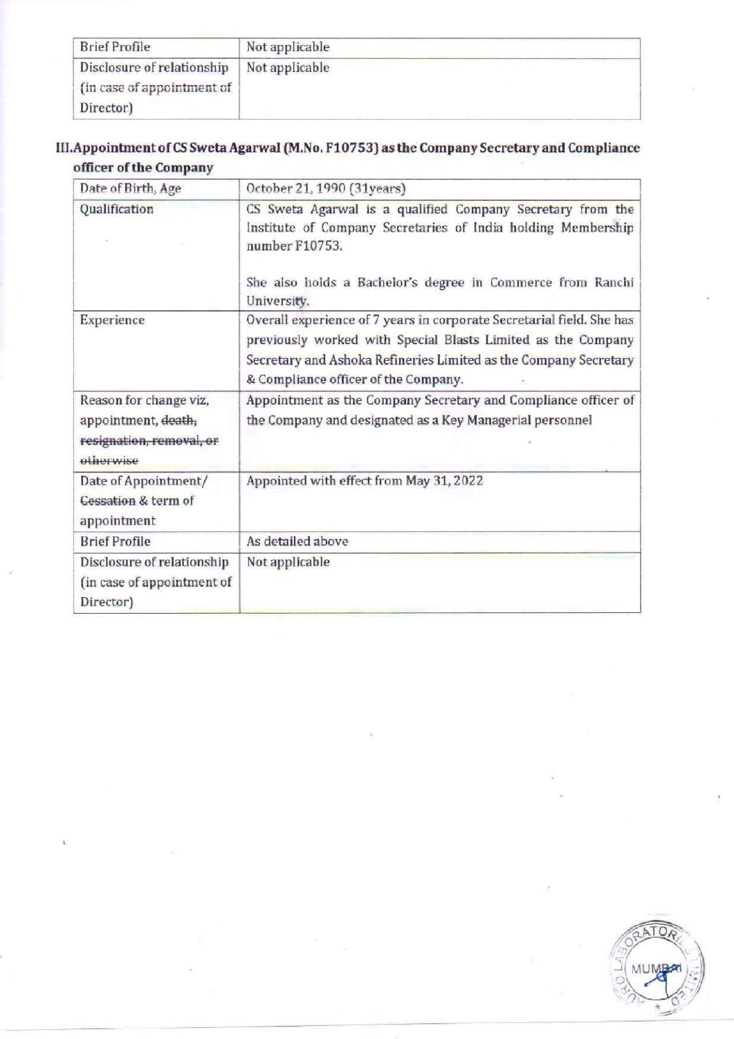| | |
|---|---|
| Brief Profile | Not applicable |
| Disclosure of relationship (in case of appointment of Director) | Not applicable |

### III. Appointment of CS Sweta Agarwal (M.No. F10753) as the Company Secretary and Compliance officer of the Company

| | |
|---|---|
| Date of Birth, Age | October 21, 1990 (31years) |
| Qualification | CS Sweta Agarwal is a qualified Company Secretary from the Institute of Company Secretaries of India holding Membership number F10753.<br><br>She also holds a Bachelor's degree in Commerce from Ranchi University. |
| Experience | Overall experience of 7 years in corporate Secretarial field. She has previously worked with Special Blasts Limited as the Company Secretary and Ashoka Refineries Limited as the Company Secretary & Compliance officer of the Company. |
| Reason for change viz, appointment, ~~death, resignation, removal, or otherwise~~ | Appointment as the Company Secretary and Compliance officer of the Company and designated as a Key Managerial personnel |
| Date of Appointment/ ~~Cessation~~ & term of appointment | Appointed with effect from May 31, 2022 |
| Brief Profile | As detailed above |
| Disclosure of relationship (in case of appointment of Director) | Not applicable |